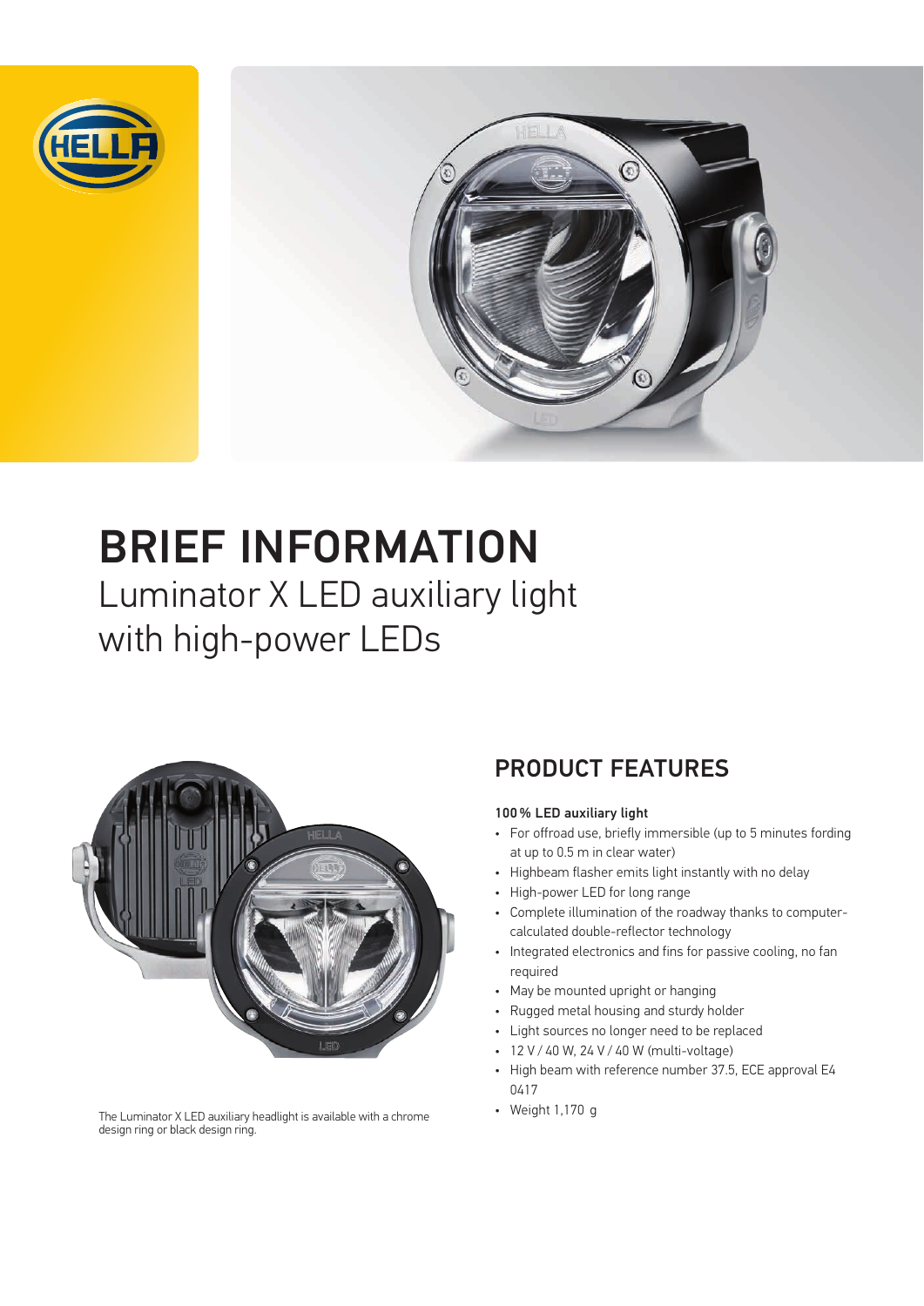# BRIEF INFORMATION

## Luminator X LED auxiliary light with high-power LEDs

The Luminator X LED auxiliary headlight is available with a chrome design ring or black design ring.

## PRODUCT FEATURES

**100 % LED auxiliary light**

- For offroad use, briefly immersible (up to 5 minutes fording at up to 0.5 m in clear water)
- Highbeam flasher emits light instantly with no delay
- High-power LED for long range
- Complete illumination of the roadway thanks to computer-calculated double-reflector technology
- Integrated electronics and fins for passive cooling, no fan required
- May be mounted upright or hanging
- Rugged metal housing and sturdy holder
- Light sources no longer need to be replaced
- 12 V / 40 W, 24 V / 40 W (multi-voltage)
- High beam with reference number 37.5, ECE approval E4 0417
- Weight 1,170 g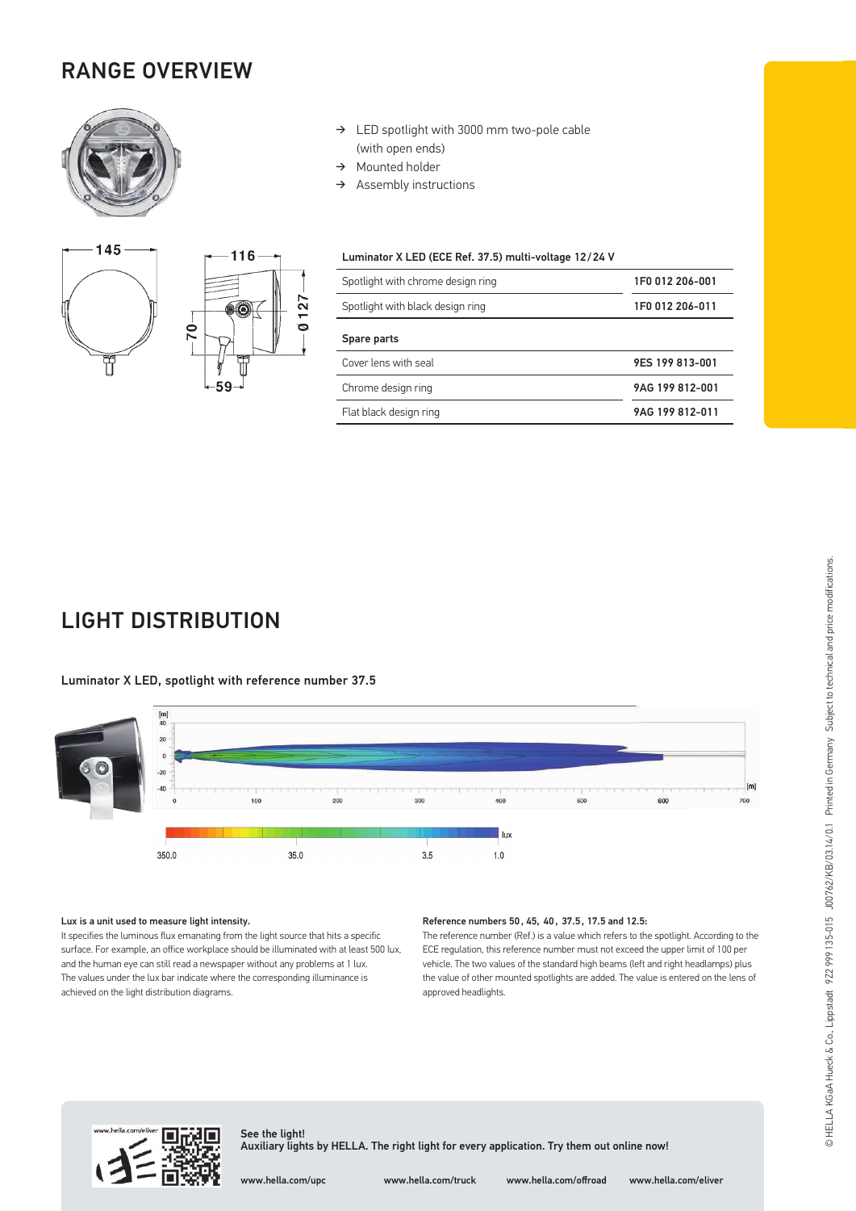# RANGE OVERVIEW

- → LED spotlight with 3000 mm two-pole cable (with open ends)
- → Mounted holder
- → Assembly instructions

145

116

70

Ø 127

59

| Luminator X LED (ECE Ref. 37.5) multi-voltage 12/24 V | |
|---|---|
| Spotlight with chrome design ring | 1F0 012 206-001 |
| Spotlight with black design ring | 1F0 012 206-011 |
| **Spare parts** | |
| Cover lens with seal | 9ES 199 813-001 |
| Chrome design ring | 9AG 199 812-001 |
| Flat black design ring | 9AG 199 812-011 |

# LIGHT DISTRIBUTION

### Luminator X LED, spotlight with reference number 37.5

[m]
40
20
0
-20
-40
0 100 200 300 400 500 600 700 [m]

lux
350.0 35.0 3.5 1.0

**Lux is a unit used to measure light intensity.**
It specifies the luminous flux emanating from the light source that hits a specific surface. For example, an office workplace should be illuminated with at least 500 lux, and the human eye can still read a newspaper without any problems at 1 lux.
The values under the lux bar indicate where the corresponding illuminance is achieved on the light distribution diagrams.

**Reference numbers 50, 45, 40, 37.5, 17.5 and 12.5:**
The reference number (Ref.) is a value which refers to the spotlight. According to the ECE regulation, this reference number must not exceed the upper limit of 100 per vehicle. The two values of the standard high beams (left and right headlamps) plus the value of other mounted spotlights are added. The value is entered on the lens of approved headlights.

www.hella.com/eliver

**See the light!**
**Auxiliary lights by HELLA. The right light for every application. Try them out online now!**

www.hella.com/upc www.hella.com/truck www.hella.com/offroad www.hella.com/eliver

© HELLA KGaA Hueck & Co., Lippstadt 9Z2 999 135-015 J00762/KB/03.14/0.1 Printed in Germany Subject to technical and price modifications.